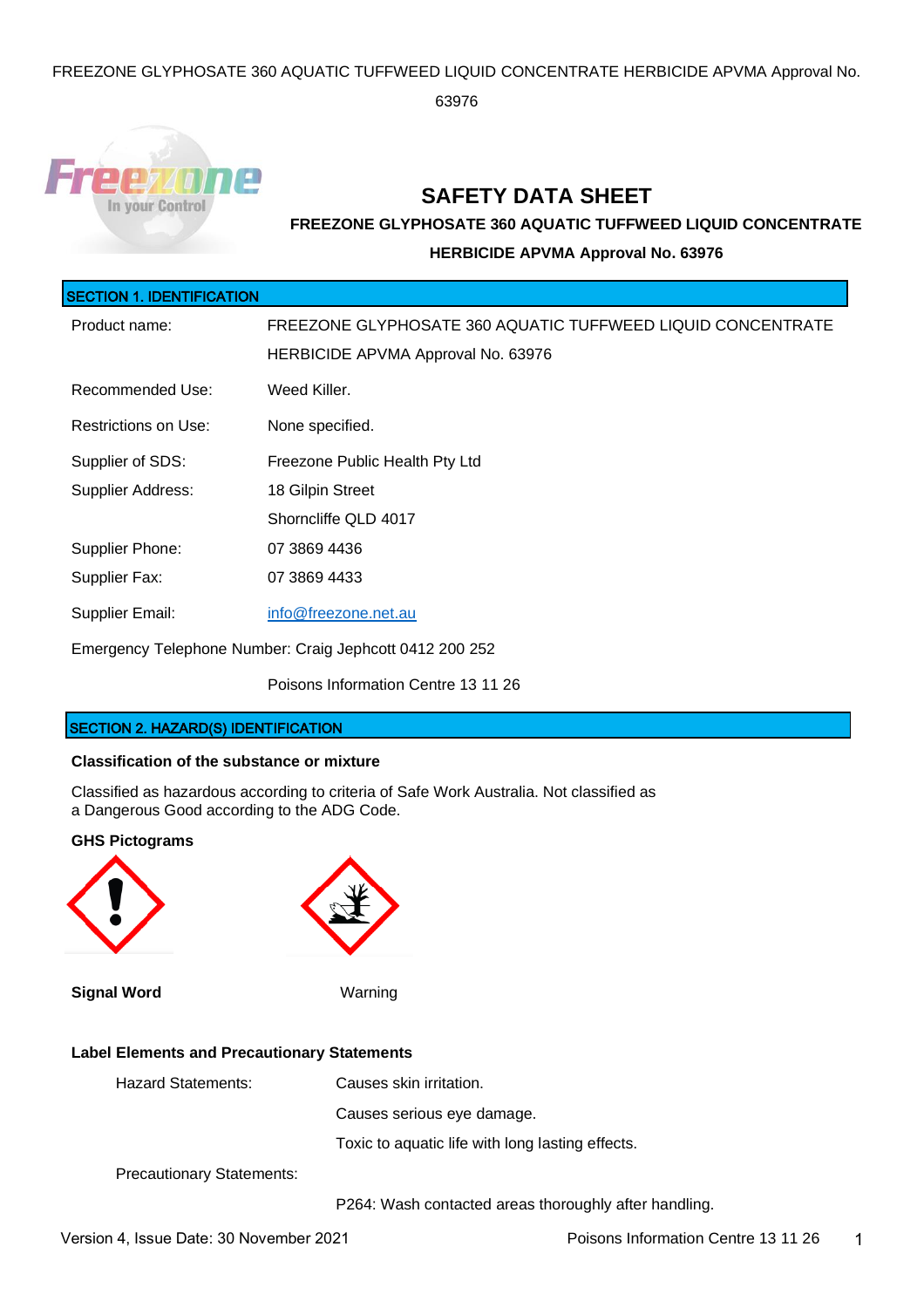# SAFETY DATA SHEET

**FREEZONE GLYPHOSATE 360 AQUATIC TUFFWEED LIQUID CONCENTRATE HERBICIDE APVMA Approval No. 63976**

## SECTION 1. IDENTIFICATION

| | |
|---|---|
| Product name: | FREEZONE GLYPHOSATE 360 AQUATIC TUFFWEED LIQUID CONCENTRATE HERBICIDE APVMA Approval No. 63976 |
| Recommended Use: | Weed Killer. |
| Restrictions on Use: | None specified. |
| Supplier of SDS: | Freezone Public Health Pty Ltd |
| Supplier Address: | 18 Gilpin Street<br>Shorncliffe QLD 4017 |
| Supplier Phone: | 07 3869 4436 |
| Supplier Fax: | 07 3869 4433 |
| Supplier Email: | info@freezone.net.au |

Emergency Telephone Number: Craig Jephcott 0412 200 252

Poisons Information Centre 13 11 26

## SECTION 2. HAZARD(S) IDENTIFICATION

**Classification of the substance or mixture**

Classified as hazardous according to criteria of Safe Work Australia. Not classified as a Dangerous Good according to the ADG Code.

**GHS Pictograms**

**Signal Word** Warning

**Label Elements and Precautionary Statements**

Hazard Statements:

- Causes skin irritation.
- Causes serious eye damage.
- Toxic to aquatic life with long lasting effects.

Precautionary Statements:

P264: Wash contacted areas thoroughly after handling.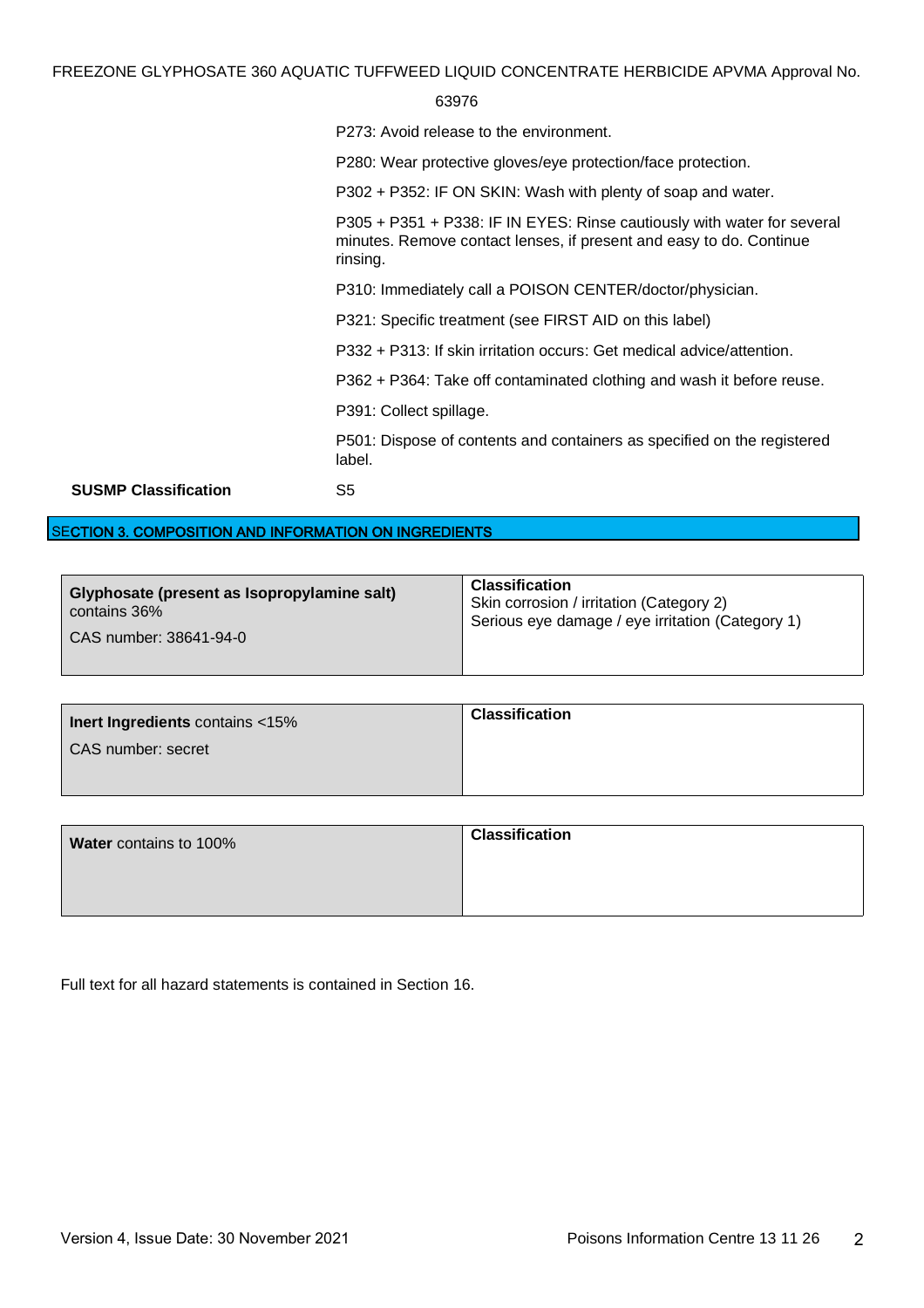P273: Avoid release to the environment.

P280: Wear protective gloves/eye protection/face protection.

P302 + P352: IF ON SKIN: Wash with plenty of soap and water.

P305 + P351 + P338: IF IN EYES: Rinse cautiously with water for several minutes. Remove contact lenses, if present and easy to do. Continue rinsing.

P310: Immediately call a POISON CENTER/doctor/physician.

P321: Specific treatment (see FIRST AID on this label)

P332 + P313: If skin irritation occurs: Get medical advice/attention.

P362 + P364: Take off contaminated clothing and wash it before reuse.

P391: Collect spillage.

P501: Dispose of contents and containers as specified on the registered label.

**SUSMP Classification** S5

## SECTION 3. COMPOSITION AND INFORMATION ON INGREDIENTS

| | |
|---|---|
| **Glyphosate (present as Isopropylamine salt)** contains 36%<br>CAS number: 38641-94-0 | **Classification**<br>Skin corrosion / irritation (Category 2)<br>Serious eye damage / eye irritation (Category 1) |
| **Inert Ingredients** contains <15%<br>CAS number: secret | **Classification** |
| **Water** contains to 100% | **Classification** |

Full text for all hazard statements is contained in Section 16.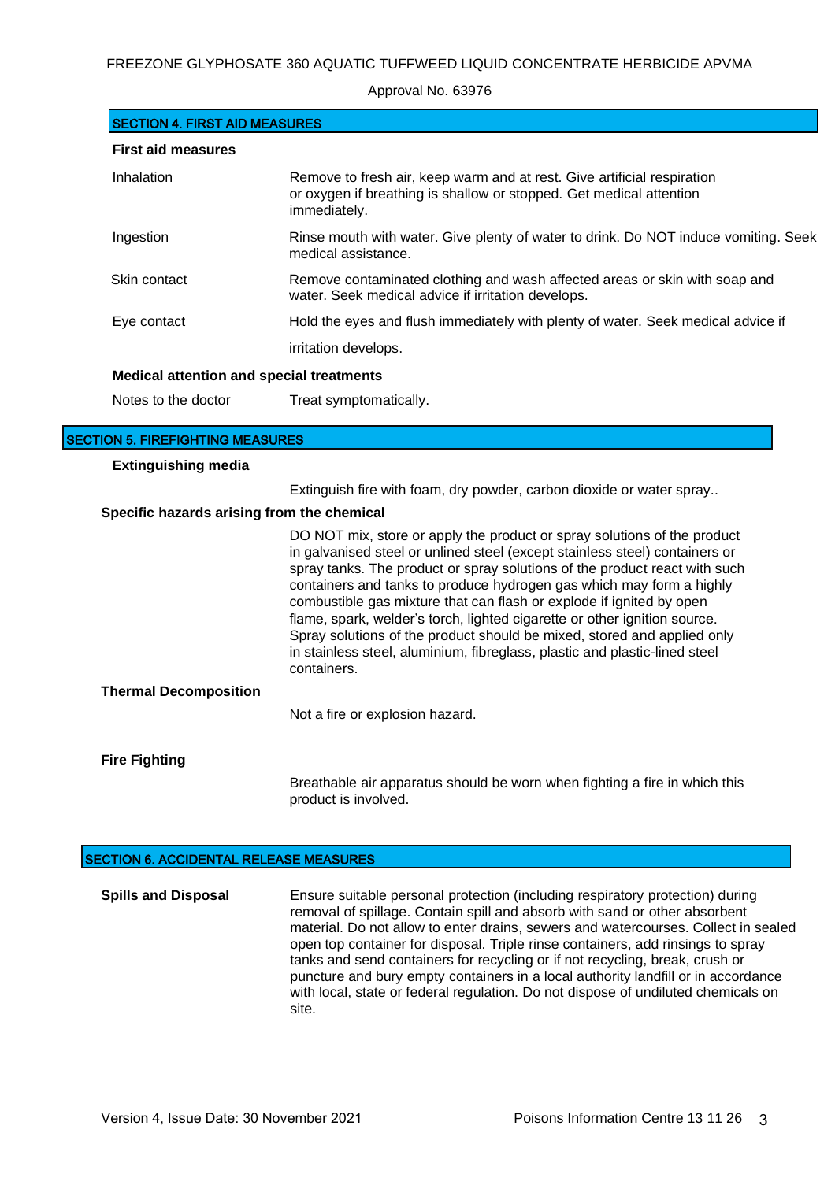## SECTION 4. FIRST AID MEASURES

**First aid measures**

| | |
|---|---|
| Inhalation | Remove to fresh air, keep warm and at rest. Give artificial respiration or oxygen if breathing is shallow or stopped. Get medical attention immediately. |
| Ingestion | Rinse mouth with water. Give plenty of water to drink. Do NOT induce vomiting. Seek medical assistance. |
| Skin contact | Remove contaminated clothing and wash affected areas or skin with soap and water. Seek medical advice if irritation develops. |
| Eye contact | Hold the eyes and flush immediately with plenty of water. Seek medical advice if irritation develops. |

**Medical attention and special treatments**

| | |
|---|---|
| Notes to the doctor | Treat symptomatically. |

## SECTION 5. FIREFIGHTING MEASURES

**Extinguishing media**

Extinguish fire with foam, dry powder, carbon dioxide or water spray..

**Specific hazards arising from the chemical**

DO NOT mix, store or apply the product or spray solutions of the product in galvanised steel or unlined steel (except stainless steel) containers or spray tanks. The product or spray solutions of the product react with such containers and tanks to produce hydrogen gas which may form a highly combustible gas mixture that can flash or explode if ignited by open flame, spark, welder's torch, lighted cigarette or other ignition source. Spray solutions of the product should be mixed, stored and applied only in stainless steel, aluminium, fibreglass, plastic and plastic-lined steel containers.

**Thermal Decomposition**

Not a fire or explosion hazard.

**Fire Fighting**

Breathable air apparatus should be worn when fighting a fire in which this product is involved.

## SECTION 6. ACCIDENTAL RELEASE MEASURES

**Spills and Disposal**

Ensure suitable personal protection (including respiratory protection) during removal of spillage. Contain spill and absorb with sand or other absorbent material. Do not allow to enter drains, sewers and watercourses. Collect in sealed open top container for disposal. Triple rinse containers, add rinsings to spray tanks and send containers for recycling or if not recycling, break, crush or puncture and bury empty containers in a local authority landfill or in accordance with local, state or federal regulation. Do not dispose of undiluted chemicals on site.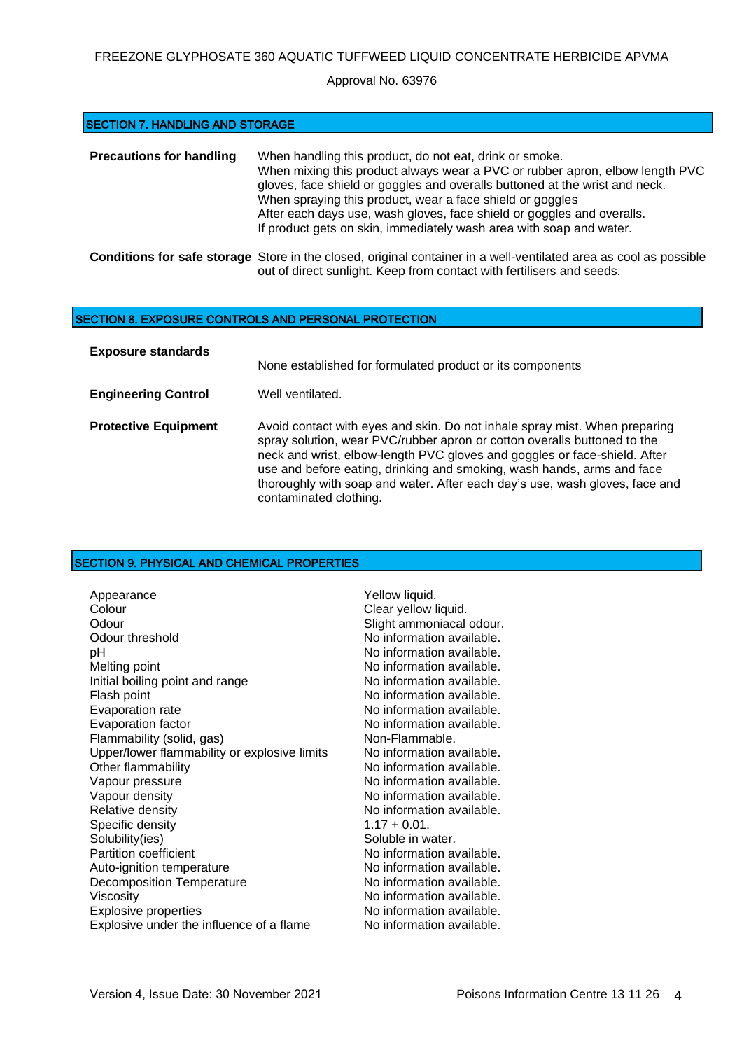## SECTION 7. HANDLING AND STORAGE

**Precautions for handling**

When handling this product, do not eat, drink or smoke.
When mixing this product always wear a PVC or rubber apron, elbow length PVC gloves, face shield or goggles and overalls buttoned at the wrist and neck.
When spraying this product, wear a face shield or goggles
After each days use, wash gloves, face shield or goggles and overalls.
If product gets on skin, immediately wash area with soap and water.

**Conditions for safe storage**

Store in the closed, original container in a well-ventilated area as cool as possible out of direct sunlight. Keep from contact with fertilisers and seeds.

## SECTION 8. EXPOSURE CONTROLS AND PERSONAL PROTECTION

**Exposure standards**

None established for formulated product or its components

**Engineering Control**

Well ventilated.

**Protective Equipment**

Avoid contact with eyes and skin. Do not inhale spray mist. When preparing spray solution, wear PVC/rubber apron or cotton overalls buttoned to the neck and wrist, elbow-length PVC gloves and goggles or face-shield. After use and before eating, drinking and smoking, wash hands, arms and face thoroughly with soap and water. After each day's use, wash gloves, face and contaminated clothing.

## SECTION 9. PHYSICAL AND CHEMICAL PROPERTIES

| | |
|---|---|
| Appearance | Yellow liquid. |
| Colour | Clear yellow liquid. |
| Odour | Slight ammoniacal odour. |
| Odour threshold | No information available. |
| pH | No information available. |
| Melting point | No information available. |
| Initial boiling point and range | No information available. |
| Flash point | No information available. |
| Evaporation rate | No information available. |
| Evaporation factor | No information available. |
| Flammability (solid, gas) | Non-Flammable. |
| Upper/lower flammability or explosive limits | No information available. |
| Other flammability | No information available. |
| Vapour pressure | No information available. |
| Vapour density | No information available. |
| Relative density | No information available. |
| Specific density | 1.17 + 0.01. |
| Solubility(ies) | Soluble in water. |
| Partition coefficient | No information available. |
| Auto-ignition temperature | No information available. |
| Decomposition Temperature | No information available. |
| Viscosity | No information available. |
| Explosive properties | No information available. |
| Explosive under the influence of a flame | No information available. |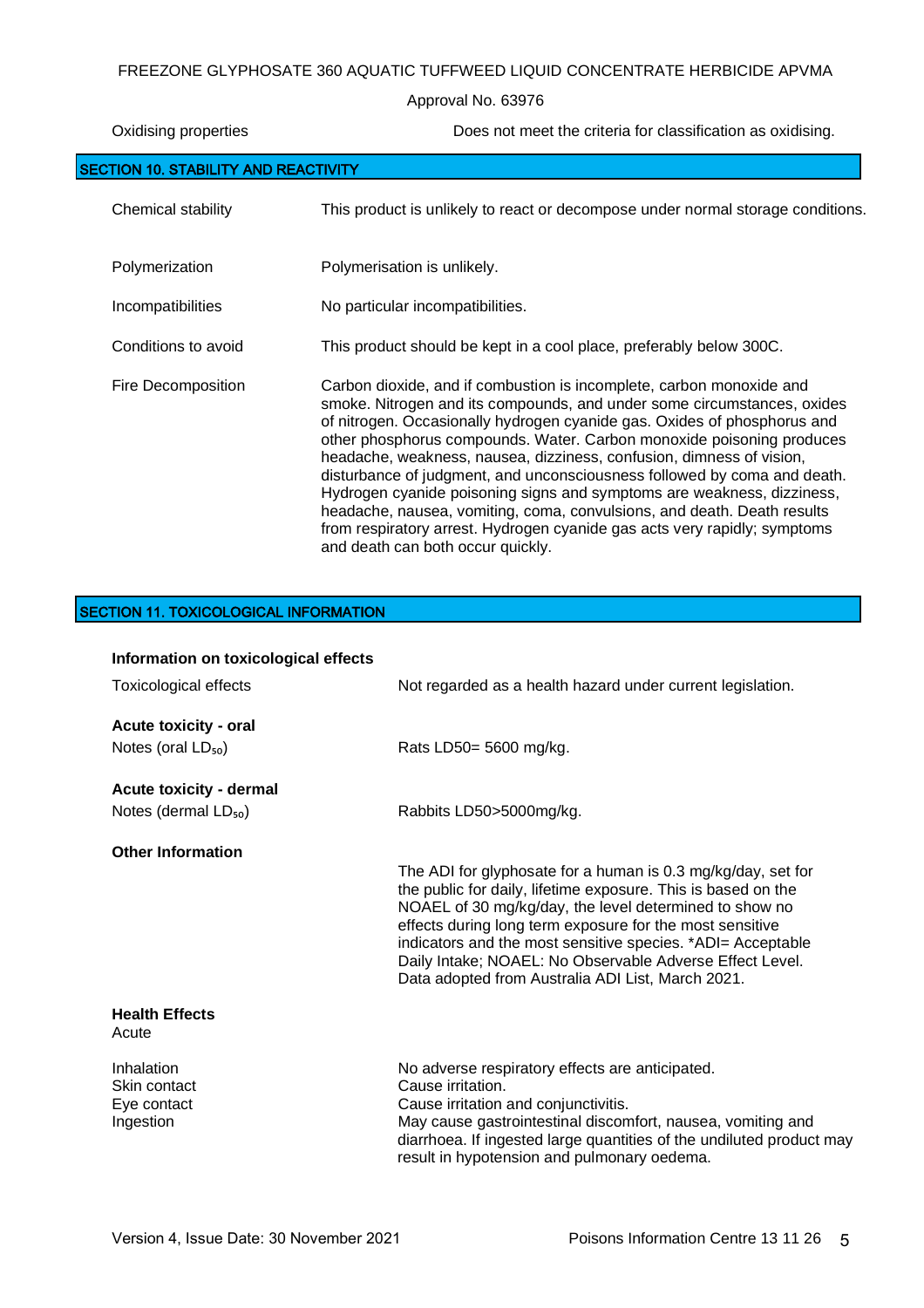| | |
|---|---|
| Oxidising properties | Does not meet the criteria for classification as oxidising. |

## SECTION 10. STABILITY AND REACTIVITY

| | |
|---|---|
| Chemical stability | This product is unlikely to react or decompose under normal storage conditions. |
| Polymerization | Polymerisation is unlikely. |
| Incompatibilities | No particular incompatibilities. |
| Conditions to avoid | This product should be kept in a cool place, preferably below 300C. |
| Fire Decomposition | Carbon dioxide, and if combustion is incomplete, carbon monoxide and smoke. Nitrogen and its compounds, and under some circumstances, oxides of nitrogen. Occasionally hydrogen cyanide gas. Oxides of phosphorus and other phosphorus compounds. Water. Carbon monoxide poisoning produces headache, weakness, nausea, dizziness, confusion, dimness of vision, disturbance of judgment, and unconsciousness followed by coma and death. Hydrogen cyanide poisoning signs and symptoms are weakness, dizziness, headache, nausea, vomiting, coma, convulsions, and death. Death results from respiratory arrest. Hydrogen cyanide gas acts very rapidly; symptoms and death can both occur quickly. |

## SECTION 11. TOXICOLOGICAL INFORMATION

**Information on toxicological effects**

| | |
|---|---|
| Toxicological effects | Not regarded as a health hazard under current legislation. |

**Acute toxicity - oral**

| | |
|---|---|
| Notes (oral $LD_{50}$) | Rats LD50= 5600 mg/kg. |

**Acute toxicity - dermal**

| | |
|---|---|
| Notes (dermal $LD_{50}$) | Rabbits LD50>5000mg/kg. |

**Other Information**

The ADI for glyphosate for a human is 0.3 mg/kg/day, set for the public for daily, lifetime exposure. This is based on the NOAEL of 30 mg/kg/day, the level determined to show no effects during long term exposure for the most sensitive indicators and the most sensitive species. *ADI= Acceptable Daily Intake; NOAEL: No Observable Adverse Effect Level. Data adopted from Australia ADI List, March 2021.

**Health Effects**

Acute

| | |
|---|---|
| Inhalation | No adverse respiratory effects are anticipated. |
| Skin contact | Cause irritation. |
| Eye contact | Cause irritation and conjunctivitis. |
| Ingestion | May cause gastrointestinal discomfort, nausea, vomiting and diarrhoea. If ingested large quantities of the undiluted product may result in hypotension and pulmonary oedema. |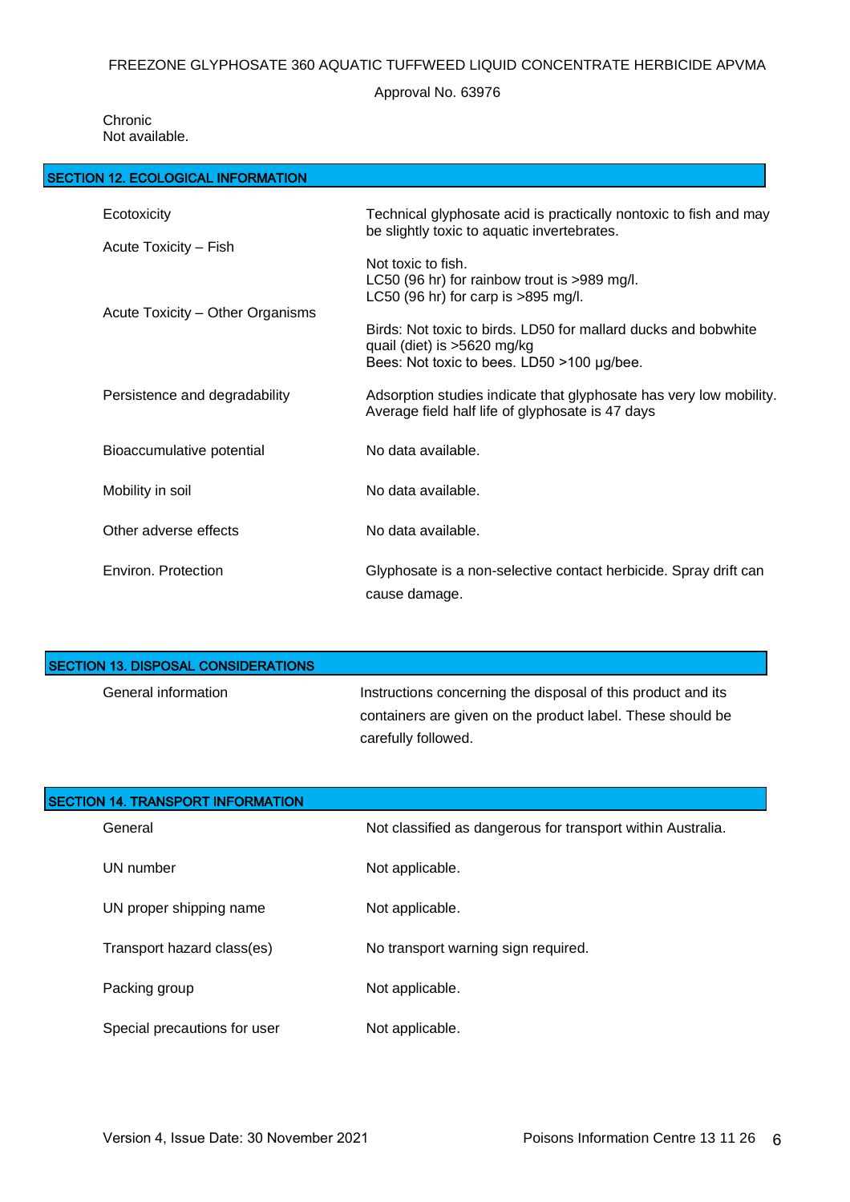Chronic
Not available.

## SECTION 12. ECOLOGICAL INFORMATION

| | |
|---|---|
| Ecotoxicity | Technical glyphosate acid is practically nontoxic to fish and may be slightly toxic to aquatic invertebrates. |
| Acute Toxicity – Fish | Not toxic to fish.<br>LC50 (96 hr) for rainbow trout is >989 mg/l.<br>LC50 (96 hr) for carp is >895 mg/l. |
| Acute Toxicity – Other Organisms | Birds: Not toxic to birds. LD50 for mallard ducks and bobwhite quail (diet) is >5620 mg/kg<br>Bees: Not toxic to bees. LD50 >100 µg/bee. |
| Persistence and degradability | Adsorption studies indicate that glyphosate has very low mobility. Average field half life of glyphosate is 47 days |
| Bioaccumulative potential | No data available. |
| Mobility in soil | No data available. |
| Other adverse effects | No data available. |
| Environ. Protection | Glyphosate is a non-selective contact herbicide. Spray drift can cause damage. |

## SECTION 13. DISPOSAL CONSIDERATIONS

| | |
|---|---|
| General information | Instructions concerning the disposal of this product and its containers are given on the product label. These should be carefully followed. |

## SECTION 14. TRANSPORT INFORMATION

| | |
|---|---|
| General | Not classified as dangerous for transport within Australia. |
| UN number | Not applicable. |
| UN proper shipping name | Not applicable. |
| Transport hazard class(es) | No transport warning sign required. |
| Packing group | Not applicable. |
| Special precautions for user | Not applicable. |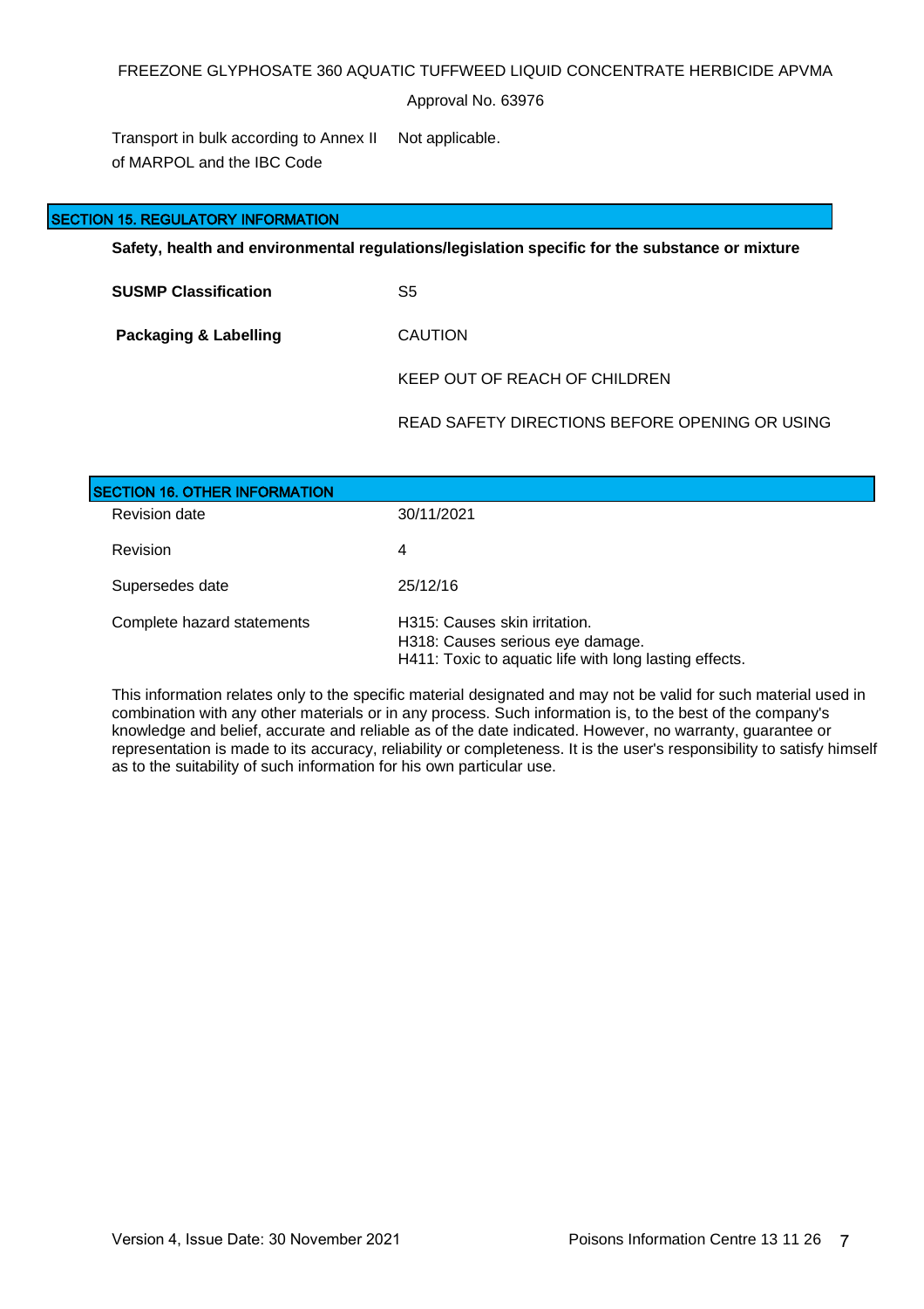| | |
|---|---|
| Transport in bulk according to Annex II of MARPOL and the IBC Code | Not applicable. |

## SECTION 15. REGULATORY INFORMATION

**Safety, health and environmental regulations/legislation specific for the substance or mixture**

| | |
|---|---|
| **SUSMP Classification** | S5 |
| **Packaging & Labelling** | CAUTION |
| | KEEP OUT OF REACH OF CHILDREN |
| | READ SAFETY DIRECTIONS BEFORE OPENING OR USING |

## SECTION 16. OTHER INFORMATION

| | |
|---|---|
| Revision date | 30/11/2021 |
| Revision | 4 |
| Supersedes date | 25/12/16 |
| Complete hazard statements | H315: Causes skin irritation.<br>H318: Causes serious eye damage.<br>H411: Toxic to aquatic life with long lasting effects. |

This information relates only to the specific material designated and may not be valid for such material used in combination with any other materials or in any process. Such information is, to the best of the company's knowledge and belief, accurate and reliable as of the date indicated. However, no warranty, guarantee or representation is made to its accuracy, reliability or completeness. It is the user's responsibility to satisfy himself as to the suitability of such information for his own particular use.